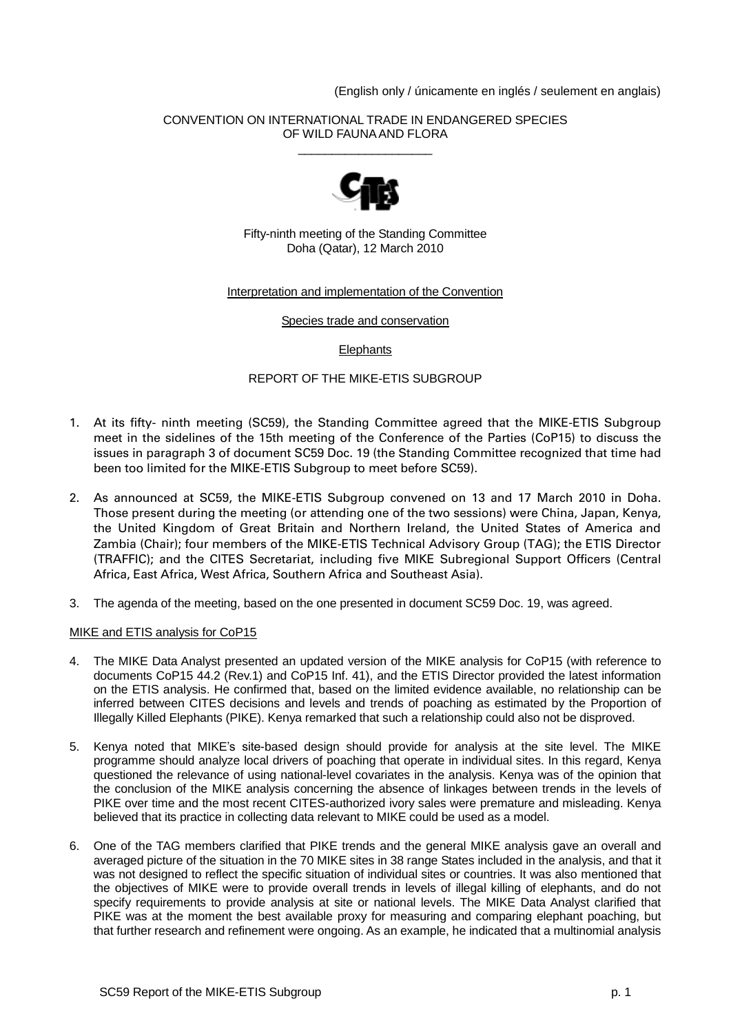(English only / únicamente en inglés / seulement en anglais)

CONVENTION ON INTERNATIONAL TRADE IN ENDANGERED SPECIES
OF WILD FAUNA AND FLORA
\_\_\_\_\_\_\_\_\_\_\_\_\_\_\_\_\_\_\_\_

Fifty-ninth meeting of the Standing Committee
Doha (Qatar), 12 March 2010

Interpretation and implementation of the Convention

Species trade and conservation

Elephants

REPORT OF THE MIKE-ETIS SUBGROUP

1. At its fifty- ninth meeting (SC59), the Standing Committee agreed that the MIKE-ETIS Subgroup meet in the sidelines of the 15th meeting of the Conference of the Parties (CoP15) to discuss the issues in paragraph 3 of document SC59 Doc. 19 (the Standing Committee recognized that time had been too limited for the MIKE-ETIS Subgroup to meet before SC59).

2. As announced at SC59, the MIKE-ETIS Subgroup convened on 13 and 17 March 2010 in Doha. Those present during the meeting (or attending one of the two sessions) were China, Japan, Kenya, the United Kingdom of Great Britain and Northern Ireland, the United States of America and Zambia (Chair); four members of the MIKE-ETIS Technical Advisory Group (TAG); the ETIS Director (TRAFFIC); and the CITES Secretariat, including five MIKE Subregional Support Officers (Central Africa, East Africa, West Africa, Southern Africa and Southeast Asia).

3. The agenda of the meeting, based on the one presented in document SC59 Doc. 19, was agreed.

MIKE and ETIS analysis for CoP15

4. The MIKE Data Analyst presented an updated version of the MIKE analysis for CoP15 (with reference to documents CoP15 44.2 (Rev.1) and CoP15 Inf. 41), and the ETIS Director provided the latest information on the ETIS analysis. He confirmed that, based on the limited evidence available, no relationship can be inferred between CITES decisions and levels and trends of poaching as estimated by the Proportion of Illegally Killed Elephants (PIKE). Kenya remarked that such a relationship could also not be disproved.

5. Kenya noted that MIKE's site-based design should provide for analysis at the site level. The MIKE programme should analyze local drivers of poaching that operate in individual sites. In this regard, Kenya questioned the relevance of using national-level covariates in the analysis. Kenya was of the opinion that the conclusion of the MIKE analysis concerning the absence of linkages between trends in the levels of PIKE over time and the most recent CITES-authorized ivory sales were premature and misleading. Kenya believed that its practice in collecting data relevant to MIKE could be used as a model.

6. One of the TAG members clarified that PIKE trends and the general MIKE analysis gave an overall and averaged picture of the situation in the 70 MIKE sites in 38 range States included in the analysis, and that it was not designed to reflect the specific situation of individual sites or countries. It was also mentioned that the objectives of MIKE were to provide overall trends in levels of illegal killing of elephants, and do not specify requirements to provide analysis at site or national levels. The MIKE Data Analyst clarified that PIKE was at the moment the best available proxy for measuring and comparing elephant poaching, but that further research and refinement were ongoing. As an example, he indicated that a multinomial analysis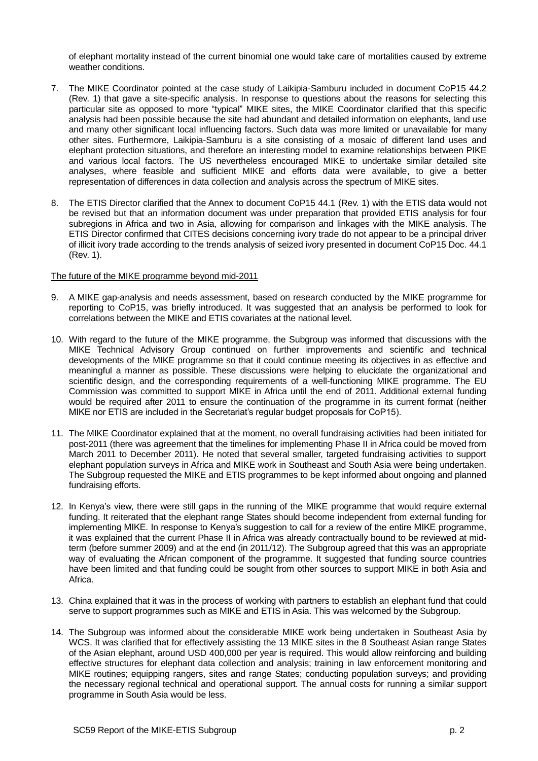of elephant mortality instead of the current binomial one would take care of mortalities caused by extreme weather conditions.

7. The MIKE Coordinator pointed at the case study of Laikipia-Samburu included in document CoP15 44.2 (Rev. 1) that gave a site-specific analysis. In response to questions about the reasons for selecting this particular site as opposed to more "typical" MIKE sites, the MIKE Coordinator clarified that this specific analysis had been possible because the site had abundant and detailed information on elephants, land use and many other significant local influencing factors. Such data was more limited or unavailable for many other sites. Furthermore, Laikipia-Samburu is a site consisting of a mosaic of different land uses and elephant protection situations, and therefore an interesting model to examine relationships between PIKE and various local factors. The US nevertheless encouraged MIKE to undertake similar detailed site analyses, where feasible and sufficient MIKE and efforts data were available, to give a better representation of differences in data collection and analysis across the spectrum of MIKE sites.

8. The ETIS Director clarified that the Annex to document CoP15 44.1 (Rev. 1) with the ETIS data would not be revised but that an information document was under preparation that provided ETIS analysis for four subregions in Africa and two in Asia, allowing for comparison and linkages with the MIKE analysis. The ETIS Director confirmed that CITES decisions concerning ivory trade do not appear to be a principal driver of illicit ivory trade according to the trends analysis of seized ivory presented in document CoP15 Doc. 44.1 (Rev. 1).

<u>The future of the MIKE programme beyond mid-2011</u>

9. A MIKE gap-analysis and needs assessment, based on research conducted by the MIKE programme for reporting to CoP15, was briefly introduced. It was suggested that an analysis be performed to look for correlations between the MIKE and ETIS covariates at the national level.

10. With regard to the future of the MIKE programme, the Subgroup was informed that discussions with the MIKE Technical Advisory Group continued on further improvements and scientific and technical developments of the MIKE programme so that it could continue meeting its objectives in as effective and meaningful a manner as possible. These discussions were helping to elucidate the organizational and scientific design, and the corresponding requirements of a well-functioning MIKE programme. The EU Commission was committed to support MIKE in Africa until the end of 2011. Additional external funding would be required after 2011 to ensure the continuation of the programme in its current format (neither MIKE nor ETIS are included in the Secretariat's regular budget proposals for CoP15).

11. The MIKE Coordinator explained that at the moment, no overall fundraising activities had been initiated for post-2011 (there was agreement that the timelines for implementing Phase II in Africa could be moved from March 2011 to December 2011). He noted that several smaller, targeted fundraising activities to support elephant population surveys in Africa and MIKE work in Southeast and South Asia were being undertaken. The Subgroup requested the MIKE and ETIS programmes to be kept informed about ongoing and planned fundraising efforts.

12. In Kenya's view, there were still gaps in the running of the MIKE programme that would require external funding. It reiterated that the elephant range States should become independent from external funding for implementing MIKE. In response to Kenya's suggestion to call for a review of the entire MIKE programme, it was explained that the current Phase II in Africa was already contractually bound to be reviewed at mid-term (before summer 2009) and at the end (in 2011/12). The Subgroup agreed that this was an appropriate way of evaluating the African component of the programme. It suggested that funding source countries have been limited and that funding could be sought from other sources to support MIKE in both Asia and Africa.

13. China explained that it was in the process of working with partners to establish an elephant fund that could serve to support programmes such as MIKE and ETIS in Asia. This was welcomed by the Subgroup.

14. The Subgroup was informed about the considerable MIKE work being undertaken in Southeast Asia by WCS. It was clarified that for effectively assisting the 13 MIKE sites in the 8 Southeast Asian range States of the Asian elephant, around USD 400,000 per year is required. This would allow reinforcing and building effective structures for elephant data collection and analysis; training in law enforcement monitoring and MIKE routines; equipping rangers, sites and range States; conducting population surveys; and providing the necessary regional technical and operational support. The annual costs for running a similar support programme in South Asia would be less.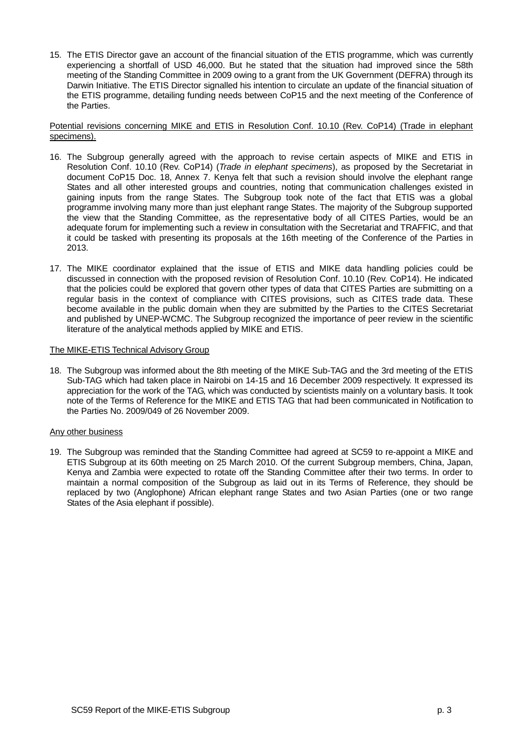15. The ETIS Director gave an account of the financial situation of the ETIS programme, which was currently experiencing a shortfall of USD 46,000. But he stated that the situation had improved since the 58th meeting of the Standing Committee in 2009 owing to a grant from the UK Government (DEFRA) through its Darwin Initiative. The ETIS Director signalled his intention to circulate an update of the financial situation of the ETIS programme, detailing funding needs between CoP15 and the next meeting of the Conference of the Parties.

Potential revisions concerning MIKE and ETIS in Resolution Conf. 10.10 (Rev. CoP14) (Trade in elephant specimens).

16. The Subgroup generally agreed with the approach to revise certain aspects of MIKE and ETIS in Resolution Conf. 10.10 (Rev. CoP14) (*Trade in elephant specimens*), as proposed by the Secretariat in document CoP15 Doc. 18, Annex 7. Kenya felt that such a revision should involve the elephant range States and all other interested groups and countries, noting that communication challenges existed in gaining inputs from the range States. The Subgroup took note of the fact that ETIS was a global programme involving many more than just elephant range States. The majority of the Subgroup supported the view that the Standing Committee, as the representative body of all CITES Parties, would be an adequate forum for implementing such a review in consultation with the Secretariat and TRAFFIC, and that it could be tasked with presenting its proposals at the 16th meeting of the Conference of the Parties in 2013.

17. The MIKE coordinator explained that the issue of ETIS and MIKE data handling policies could be discussed in connection with the proposed revision of Resolution Conf. 10.10 (Rev. CoP14). He indicated that the policies could be explored that govern other types of data that CITES Parties are submitting on a regular basis in the context of compliance with CITES provisions, such as CITES trade data. These become available in the public domain when they are submitted by the Parties to the CITES Secretariat and published by UNEP-WCMC. The Subgroup recognized the importance of peer review in the scientific literature of the analytical methods applied by MIKE and ETIS.

The MIKE-ETIS Technical Advisory Group

18. The Subgroup was informed about the 8th meeting of the MIKE Sub-TAG and the 3rd meeting of the ETIS Sub-TAG which had taken place in Nairobi on 14-15 and 16 December 2009 respectively. It expressed its appreciation for the work of the TAG, which was conducted by scientists mainly on a voluntary basis. It took note of the Terms of Reference for the MIKE and ETIS TAG that had been communicated in Notification to the Parties No. 2009/049 of 26 November 2009.

Any other business

19. The Subgroup was reminded that the Standing Committee had agreed at SC59 to re-appoint a MIKE and ETIS Subgroup at its 60th meeting on 25 March 2010. Of the current Subgroup members, China, Japan, Kenya and Zambia were expected to rotate off the Standing Committee after their two terms. In order to maintain a normal composition of the Subgroup as laid out in its Terms of Reference, they should be replaced by two (Anglophone) African elephant range States and two Asian Parties (one or two range States of the Asia elephant if possible).